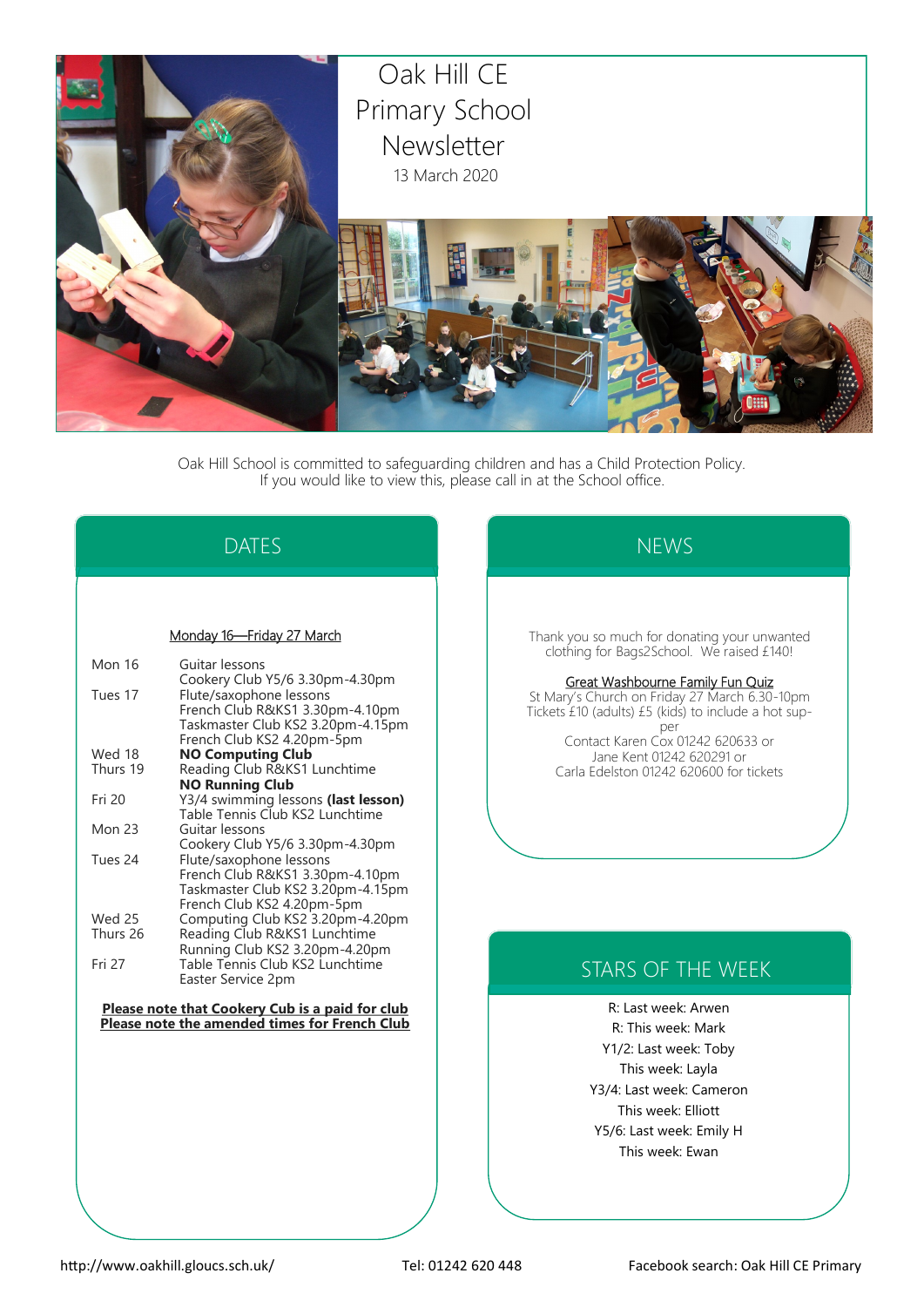# Oak Hill CE Primary School Newsletter

13 March 2020

Oak Hill School is committed to safeguarding children and has a Child Protection Policy.
If you would like to view this, please call in at the School office.

## DATES

Monday 16—Friday 27 March

| | |
|---|---|
| Mon 16 | Guitar lessons<br>Cookery Club Y5/6 3.30pm-4.30pm |
| Tues 17 | Flute/saxophone lessons<br>French Club R&KS1 3.30pm-4.10pm<br>Taskmaster Club KS2 3.20pm-4.15pm<br>French Club KS2 4.20pm-5pm |
| Wed 18 | **NO Computing Club** |
| Thurs 19 | Reading Club R&KS1 Lunchtime<br>**NO Running Club** |
| Fri 20 | Y3/4 swimming lessons **(last lesson)**<br>Table Tennis Club KS2 Lunchtime |
| Mon 23 | Guitar lessons<br>Cookery Club Y5/6 3.30pm-4.30pm |
| Tues 24 | Flute/saxophone lessons<br>French Club R&KS1 3.30pm-4.10pm<br>Taskmaster Club KS2 3.20pm-4.15pm<br>French Club KS2 4.20pm-5pm |
| Wed 25 | Computing Club KS2 3.20pm-4.20pm |
| Thurs 26 | Reading Club R&KS1 Lunchtime<br>Running Club KS2 3.20pm-4.20pm |
| Fri 27 | Table Tennis Club KS2 Lunchtime<br>Easter Service 2pm |

**Please note that Cookery Cub is a paid for club**
**Please note the amended times for French Club**

## NEWS

Thank you so much for donating your unwanted clothing for Bags2School. We raised £140!

Great Washbourne Family Fun Quiz
St Mary's Church on Friday 27 March 6.30-10pm
Tickets £10 (adults) £5 (kids) to include a hot supper
Contact Karen Cox 01242 620633 or
Jane Kent 01242 620291 or
Carla Edelston 01242 620600 for tickets

## STARS OF THE WEEK

R: Last week: Arwen
R: This week: Mark
Y1/2: Last week: Toby
This week: Layla
Y3/4: Last week: Cameron
This week: Elliott
Y5/6: Last week: Emily H
This week: Ewan

http://www.oakhill.gloucs.sch.uk/ Tel: 01242 620 448 Facebook search: Oak Hill CE Primary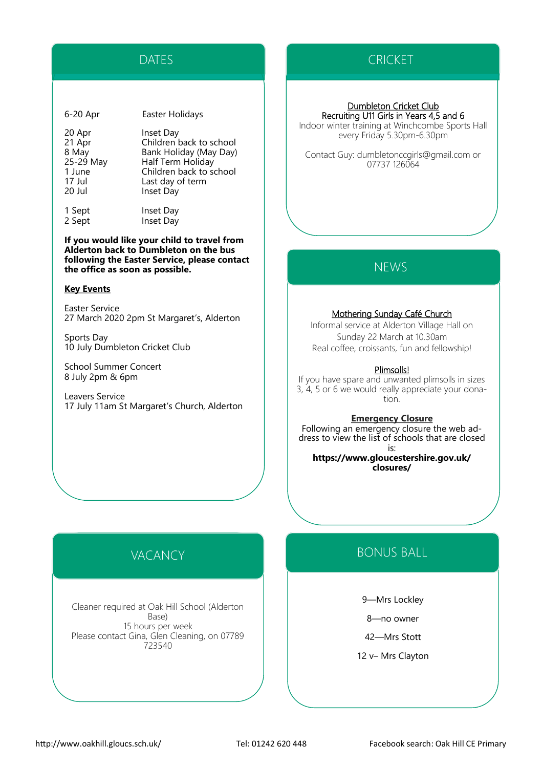## DATES

| | |
|---|---|
| 6-20 Apr | Easter Holidays |
| 20 Apr | Inset Day |
| 21 Apr | Children back to school |
| 8 May | Bank Holiday (May Day) |
| 25-29 May | Half Term Holiday |
| 1 June | Children back to school |
| 17 Jul | Last day of term |
| 20 Jul | Inset Day |
| 1 Sept | Inset Day |
| 2 Sept | Inset Day |

**If you would like your child to travel from Alderton back to Dumbleton on the bus following the Easter Service, please contact the office as soon as possible.**

**Key Events**

Easter Service
27 March 2020 2pm St Margaret's, Alderton

Sports Day
10 July Dumbleton Cricket Club

School Summer Concert
8 July 2pm & 6pm

Leavers Service
17 July 11am St Margaret's Church, Alderton

## CRICKET

Dumbleton Cricket Club
Recruiting U11 Girls in Years 4,5 and 6
Indoor winter training at Winchcombe Sports Hall every Friday 5.30pm-6.30pm

Contact Guy: dumbletonccgirls@gmail.com or 07737 126064

## NEWS

Mothering Sunday Café Church
Informal service at Alderton Village Hall on Sunday 22 March at 10.30am
Real coffee, croissants, fun and fellowship!

Plimsolls!
If you have spare and unwanted plimsolls in sizes 3, 4, 5 or 6 we would really appreciate your donation.

**Emergency Closure**
Following an emergency closure the web address to view the list of schools that are closed is:
**https://www.gloucestershire.gov.uk/closures/**

## VACANCY

Cleaner required at Oak Hill School (Alderton Base)
15 hours per week
Please contact Gina, Glen Cleaning, on 07789 723540

## BONUS BALL

9—Mrs Lockley

8—no owner

42—Mrs Stott

12 v– Mrs Clayton

http://www.oakhill.gloucs.sch.uk/ Tel: 01242 620 448 Facebook search: Oak Hill CE Primary